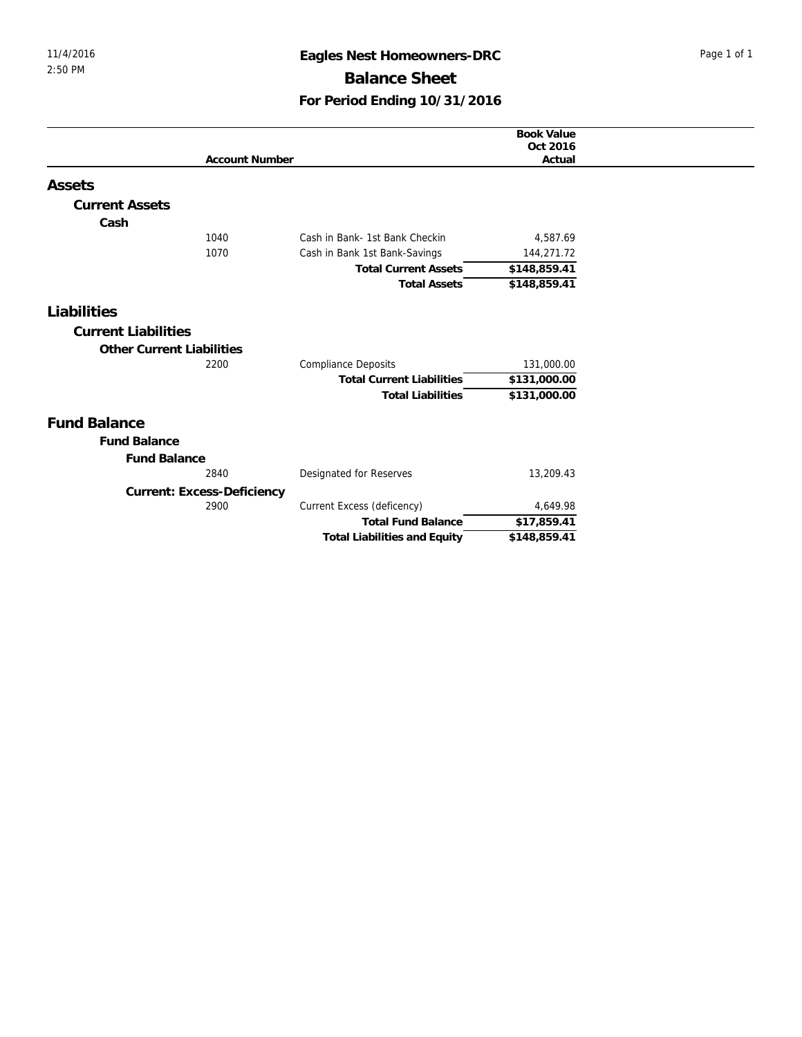11/4/2016
2:50 PM

# Eagles Nest Homeowners-DRC

## Balance Sheet

### For Period Ending 10/31/2016

| Account Number | | Book Value Oct 2016 Actual |
|---|---|---|
| **Assets** | | |
| **Current Assets** | | |
| **Cash** | | |
| 1040 | Cash in Bank- 1st Bank Checkin | 4,587.69 |
| 1070 | Cash in Bank 1st Bank-Savings | 144,271.72 |
| | **Total Current Assets** | **$148,859.41** |
| | **Total Assets** | **$148,859.41** |
| **Liabilities** | | |
| **Current Liabilities** | | |
| **Other Current Liabilities** | | |
| 2200 | Compliance Deposits | 131,000.00 |
| | **Total Current Liabilities** | **$131,000.00** |
| | **Total Liabilities** | **$131,000.00** |
| **Fund Balance** | | |
| **Fund Balance** | | |
| **Fund Balance** | | |
| 2840 | Designated for Reserves | 13,209.43 |
| **Current: Excess-Deficiency** | | |
| 2900 | Current Excess (deficency) | 4,649.98 |
| | **Total Fund Balance** | **$17,859.41** |
| | **Total Liabilities and Equity** | **$148,859.41** |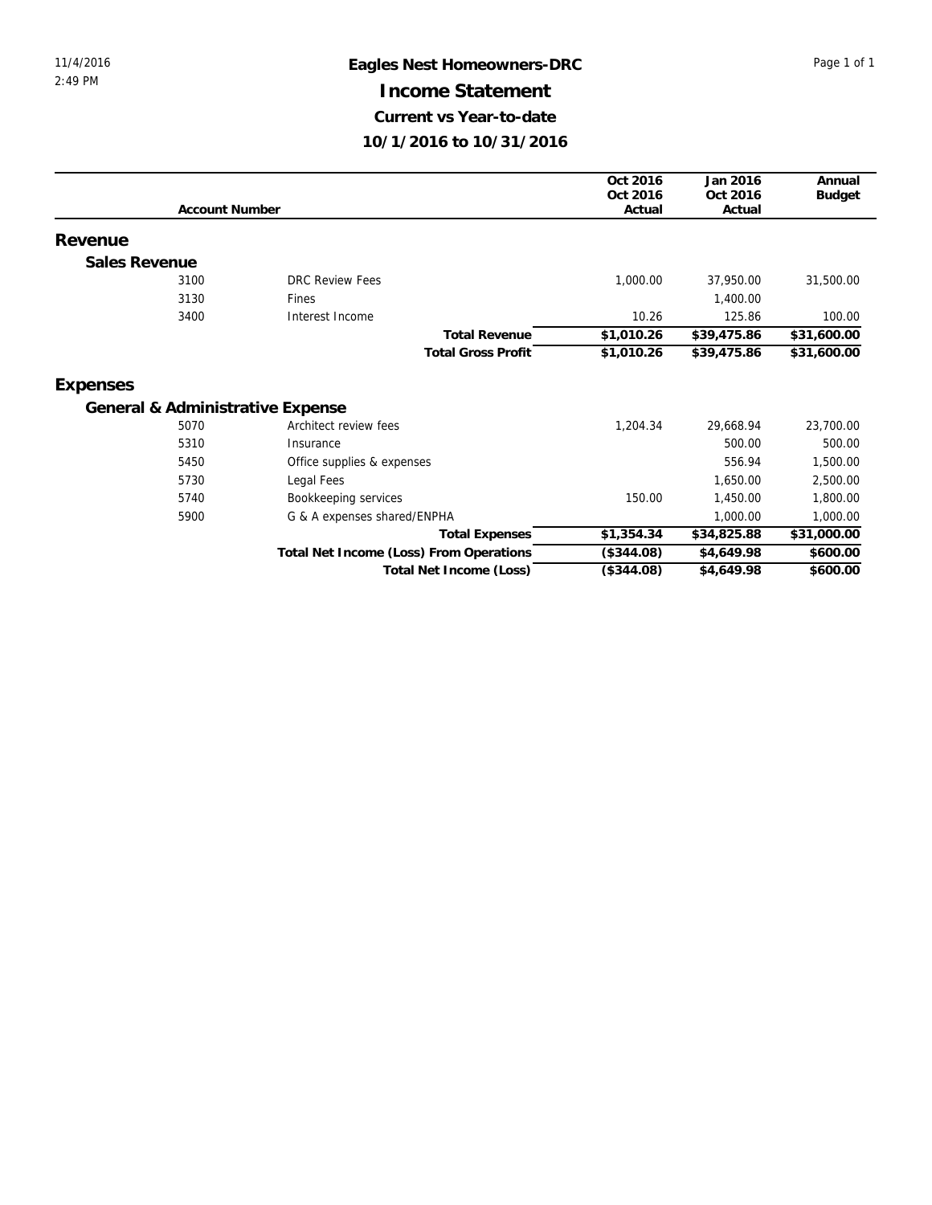11/4/2016
2:49 PM

# Eagles Nest Homeowners-DRC

## Income Statement

### Current vs Year-to-date

### 10/1/2016 to 10/31/2016

| Account Number | | Oct 2016 Oct 2016 Actual | Jan 2016 Oct 2016 Actual | Annual Budget |
|---|---|---|---|---|
| **Revenue** | | | | |
| **Sales Revenue** | | | | |
| 3100 | DRC Review Fees | 1,000.00 | 37,950.00 | 31,500.00 |
| 3130 | Fines | | 1,400.00 | |
| 3400 | Interest Income | 10.26 | 125.86 | 100.00 |
| | **Total Revenue** | **$1,010.26** | **$39,475.86** | **$31,600.00** |
| | **Total Gross Profit** | **$1,010.26** | **$39,475.86** | **$31,600.00** |
| **Expenses** | | | | |
| **General & Administrative Expense** | | | | |
| 5070 | Architect review fees | 1,204.34 | 29,668.94 | 23,700.00 |
| 5310 | Insurance | | 500.00 | 500.00 |
| 5450 | Office supplies & expenses | | 556.94 | 1,500.00 |
| 5730 | Legal Fees | | 1,650.00 | 2,500.00 |
| 5740 | Bookkeeping services | 150.00 | 1,450.00 | 1,800.00 |
| 5900 | G & A expenses shared/ENPHA | | 1,000.00 | 1,000.00 |
| | **Total Expenses** | **$1,354.34** | **$34,825.88** | **$31,000.00** |
| | **Total Net Income (Loss) From Operations** | **($344.08)** | **$4,649.98** | **$600.00** |
| | **Total Net Income (Loss)** | **($344.08)** | **$4,649.98** | **$600.00** |